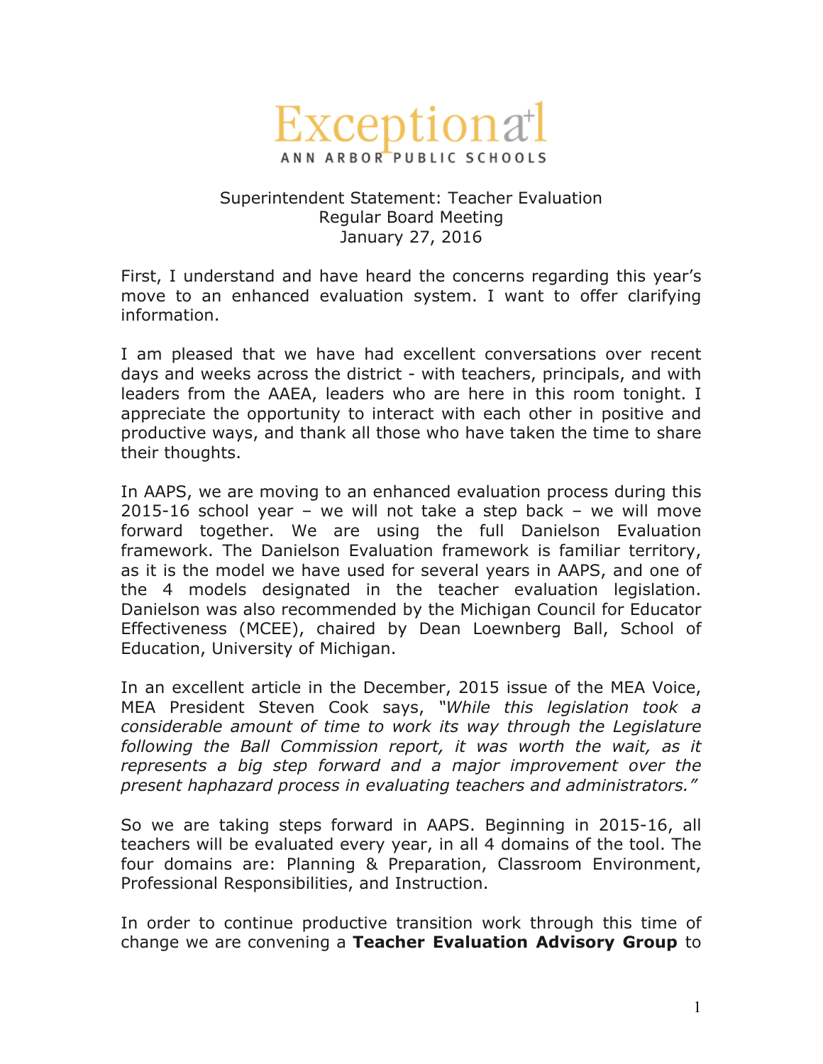# Exceptional

ANN ARBOR PUBLIC SCHOOLS

Superintendent Statement: Teacher Evaluation
Regular Board Meeting
January 27, 2016

First, I understand and have heard the concerns regarding this year's move to an enhanced evaluation system. I want to offer clarifying information.

I am pleased that we have had excellent conversations over recent days and weeks across the district - with teachers, principals, and with leaders from the AAEA, leaders who are here in this room tonight. I appreciate the opportunity to interact with each other in positive and productive ways, and thank all those who have taken the time to share their thoughts.

In AAPS, we are moving to an enhanced evaluation process during this 2015-16 school year – we will not take a step back – we will move forward together. We are using the full Danielson Evaluation framework. The Danielson Evaluation framework is familiar territory, as it is the model we have used for several years in AAPS, and one of the 4 models designated in the teacher evaluation legislation. Danielson was also recommended by the Michigan Council for Educator Effectiveness (MCEE), chaired by Dean Loewnberg Ball, School of Education, University of Michigan.

In an excellent article in the December, 2015 issue of the MEA Voice, MEA President Steven Cook says, *"While this legislation took a considerable amount of time to work its way through the Legislature following the Ball Commission report, it was worth the wait, as it represents a big step forward and a major improvement over the present haphazard process in evaluating teachers and administrators."*

So we are taking steps forward in AAPS. Beginning in 2015-16, all teachers will be evaluated every year, in all 4 domains of the tool. The four domains are: Planning & Preparation, Classroom Environment, Professional Responsibilities, and Instruction.

In order to continue productive transition work through this time of change we are convening a **Teacher Evaluation Advisory Group** to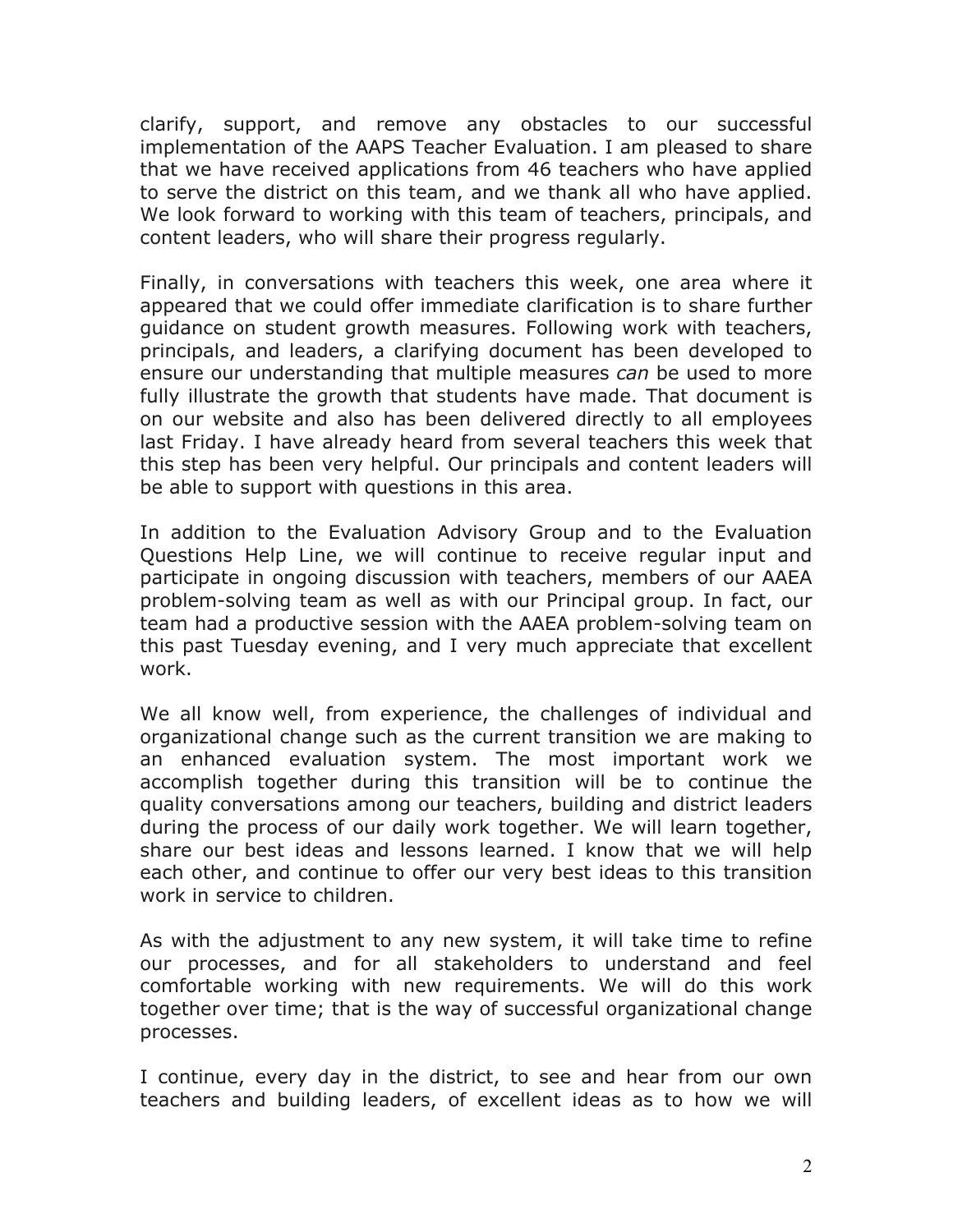clarify, support, and remove any obstacles to our successful implementation of the AAPS Teacher Evaluation. I am pleased to share that we have received applications from 46 teachers who have applied to serve the district on this team, and we thank all who have applied. We look forward to working with this team of teachers, principals, and content leaders, who will share their progress regularly.

Finally, in conversations with teachers this week, one area where it appeared that we could offer immediate clarification is to share further guidance on student growth measures. Following work with teachers, principals, and leaders, a clarifying document has been developed to ensure our understanding that multiple measures *can* be used to more fully illustrate the growth that students have made. That document is on our website and also has been delivered directly to all employees last Friday. I have already heard from several teachers this week that this step has been very helpful. Our principals and content leaders will be able to support with questions in this area.

In addition to the Evaluation Advisory Group and to the Evaluation Questions Help Line, we will continue to receive regular input and participate in ongoing discussion with teachers, members of our AAEA problem-solving team as well as with our Principal group. In fact, our team had a productive session with the AAEA problem-solving team on this past Tuesday evening, and I very much appreciate that excellent work.

We all know well, from experience, the challenges of individual and organizational change such as the current transition we are making to an enhanced evaluation system. The most important work we accomplish together during this transition will be to continue the quality conversations among our teachers, building and district leaders during the process of our daily work together. We will learn together, share our best ideas and lessons learned. I know that we will help each other, and continue to offer our very best ideas to this transition work in service to children.

As with the adjustment to any new system, it will take time to refine our processes, and for all stakeholders to understand and feel comfortable working with new requirements. We will do this work together over time; that is the way of successful organizational change processes.

I continue, every day in the district, to see and hear from our own teachers and building leaders, of excellent ideas as to how we will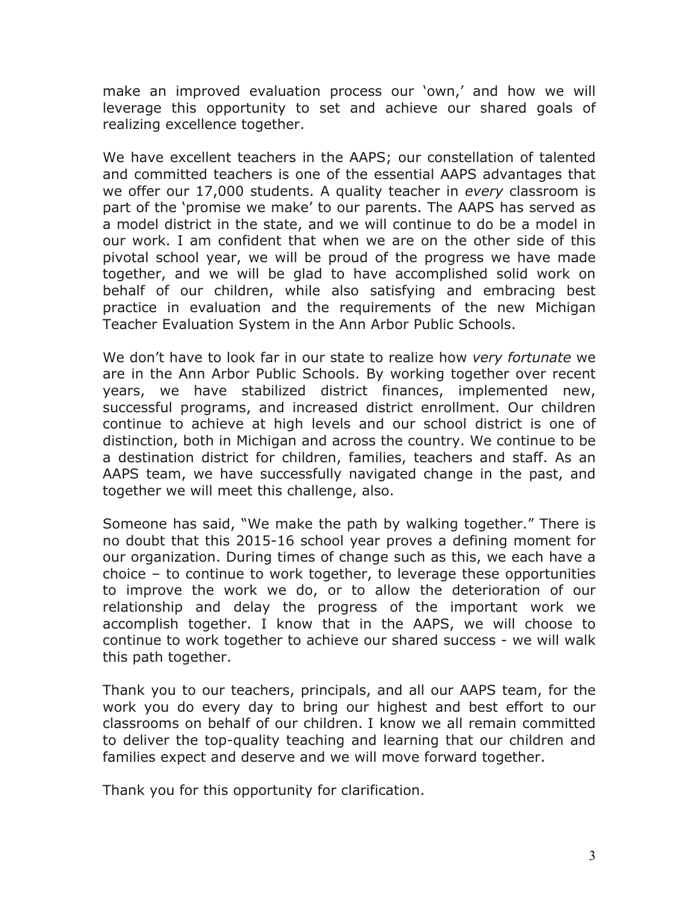make an improved evaluation process our 'own,' and how we will leverage this opportunity to set and achieve our shared goals of realizing excellence together.

We have excellent teachers in the AAPS; our constellation of talented and committed teachers is one of the essential AAPS advantages that we offer our 17,000 students. A quality teacher in *every* classroom is part of the 'promise we make' to our parents. The AAPS has served as a model district in the state, and we will continue to do be a model in our work. I am confident that when we are on the other side of this pivotal school year, we will be proud of the progress we have made together, and we will be glad to have accomplished solid work on behalf of our children, while also satisfying and embracing best practice in evaluation and the requirements of the new Michigan Teacher Evaluation System in the Ann Arbor Public Schools.

We don't have to look far in our state to realize how *very fortunate* we are in the Ann Arbor Public Schools. By working together over recent years, we have stabilized district finances, implemented new, successful programs, and increased district enrollment. Our children continue to achieve at high levels and our school district is one of distinction, both in Michigan and across the country. We continue to be a destination district for children, families, teachers and staff. As an AAPS team, we have successfully navigated change in the past, and together we will meet this challenge, also.

Someone has said, "We make the path by walking together." There is no doubt that this 2015-16 school year proves a defining moment for our organization. During times of change such as this, we each have a choice – to continue to work together, to leverage these opportunities to improve the work we do, or to allow the deterioration of our relationship and delay the progress of the important work we accomplish together. I know that in the AAPS, we will choose to continue to work together to achieve our shared success - we will walk this path together.

Thank you to our teachers, principals, and all our AAPS team, for the work you do every day to bring our highest and best effort to our classrooms on behalf of our children. I know we all remain committed to deliver the top-quality teaching and learning that our children and families expect and deserve and we will move forward together.

Thank you for this opportunity for clarification.